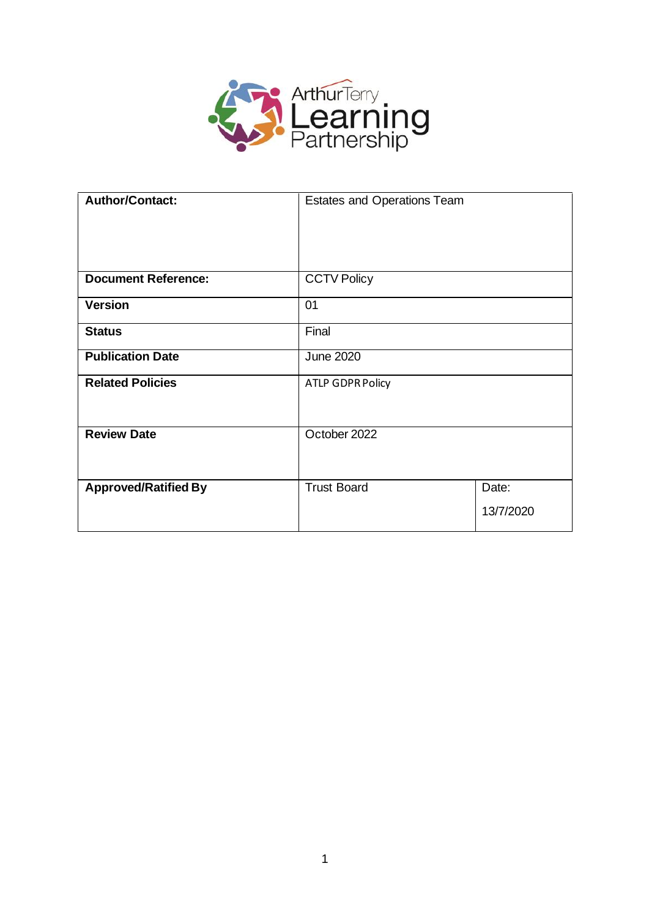Arthur Terry Learning Partnership

| Author/Contact: | Estates and Operations Team | |
|---|---|---|
| Document Reference: | CCTV Policy | |
| Version | 01 | |
| Status | Final | |
| Publication Date | June 2020 | |
| Related Policies | ATLP GDPR Policy | |
| Review Date | October 2022 | |
| Approved/Ratified By | Trust Board | Date: 13/7/2020 |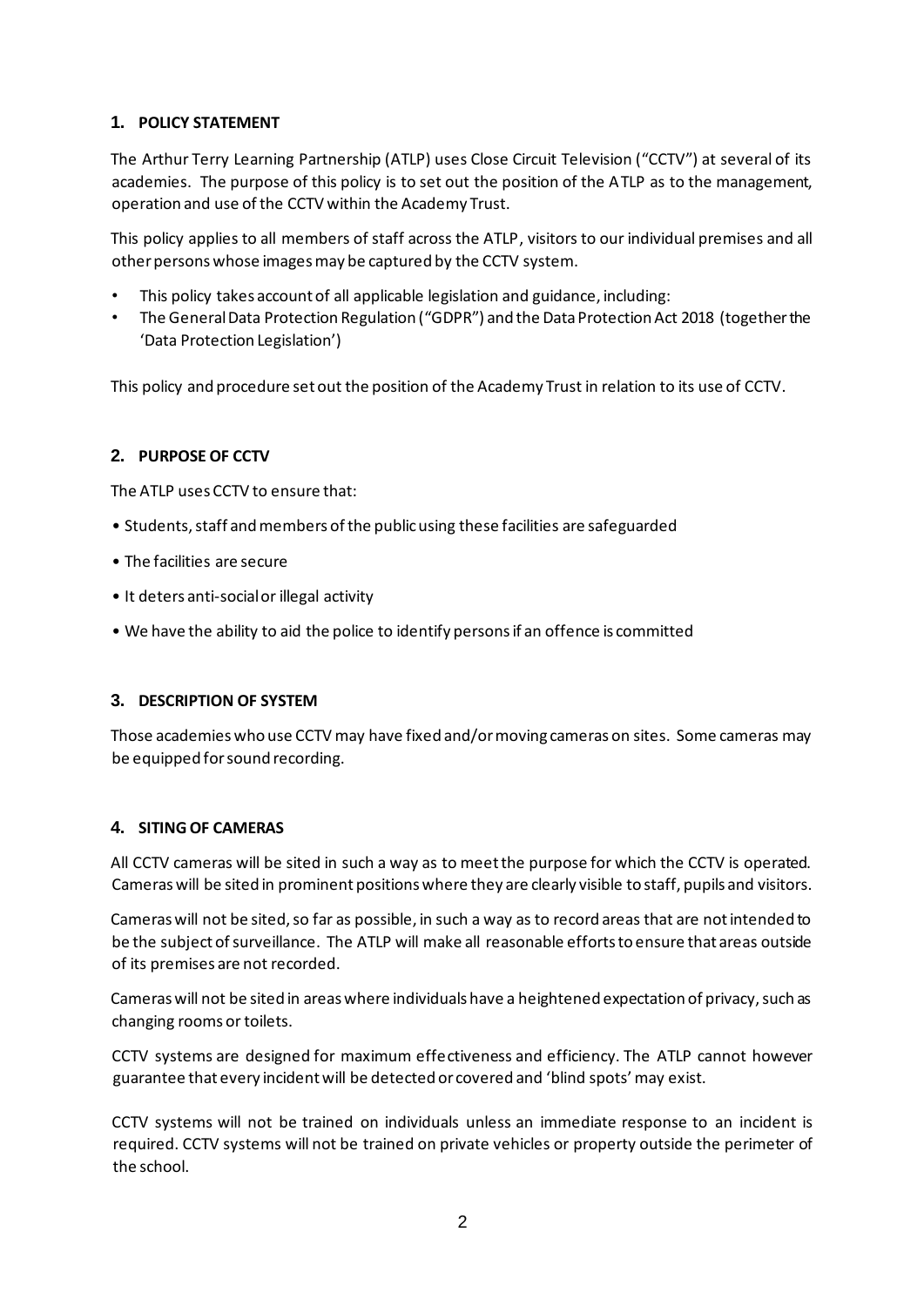## 1. POLICY STATEMENT

The Arthur Terry Learning Partnership (ATLP) uses Close Circuit Television ("CCTV") at several of its academies. The purpose of this policy is to set out the position of the ATLP as to the management, operation and use of the CCTV within the Academy Trust.

This policy applies to all members of staff across the ATLP, visitors to our individual premises and all other persons whose images may be captured by the CCTV system.

- This policy takes account of all applicable legislation and guidance, including:
- The General Data Protection Regulation ("GDPR") and the Data Protection Act 2018 (together the 'Data Protection Legislation')

This policy and procedure set out the position of the Academy Trust in relation to its use of CCTV.

## 2. PURPOSE OF CCTV

The ATLP uses CCTV to ensure that:

- Students, staff and members of the public using these facilities are safeguarded
- The facilities are secure
- It deters anti-social or illegal activity
- We have the ability to aid the police to identify persons if an offence is committed

## 3. DESCRIPTION OF SYSTEM

Those academies who use CCTV may have fixed and/or moving cameras on sites. Some cameras may be equipped for sound recording.

## 4. SITING OF CAMERAS

All CCTV cameras will be sited in such a way as to meet the purpose for which the CCTV is operated. Cameras will be sited in prominent positions where they are clearly visible to staff, pupils and visitors.

Cameras will not be sited, so far as possible, in such a way as to record areas that are not intended to be the subject of surveillance. The ATLP will make all reasonable efforts to ensure that areas outside of its premises are not recorded.

Cameras will not be sited in areas where individuals have a heightened expectation of privacy, such as changing rooms or toilets.

CCTV systems are designed for maximum effectiveness and efficiency. The ATLP cannot however guarantee that every incident will be detected or covered and 'blind spots' may exist.

CCTV systems will not be trained on individuals unless an immediate response to an incident is required. CCTV systems will not be trained on private vehicles or property outside the perimeter of the school.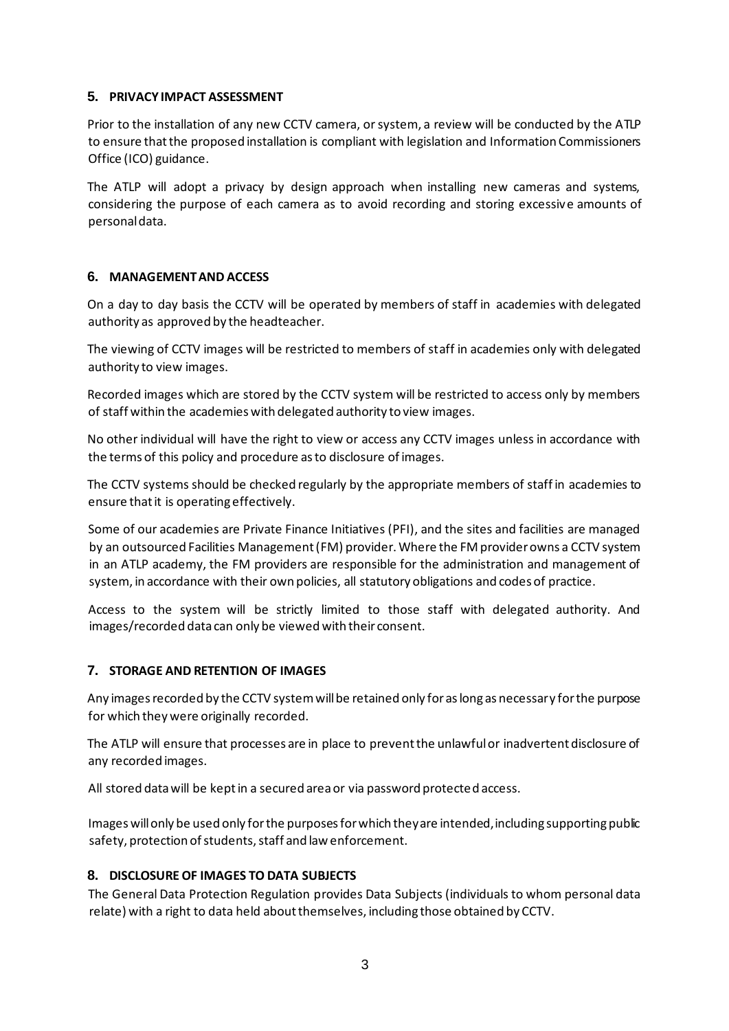## 5. PRIVACY IMPACT ASSESSMENT

Prior to the installation of any new CCTV camera, or system, a review will be conducted by the ATLP to ensure that the proposed installation is compliant with legislation and Information Commissioners Office (ICO) guidance.

The ATLP will adopt a privacy by design approach when installing new cameras and systems, considering the purpose of each camera as to avoid recording and storing excessive amounts of personal data.

## 6. MANAGEMENT AND ACCESS

On a day to day basis the CCTV will be operated by members of staff in academies with delegated authority as approved by the headteacher.

The viewing of CCTV images will be restricted to members of staff in academies only with delegated authority to view images.

Recorded images which are stored by the CCTV system will be restricted to access only by members of staff within the academies with delegated authority to view images.

No other individual will have the right to view or access any CCTV images unless in accordance with the terms of this policy and procedure as to disclosure of images.

The CCTV systems should be checked regularly by the appropriate members of staff in academies to ensure that it is operating effectively.

Some of our academies are Private Finance Initiatives (PFI), and the sites and facilities are managed by an outsourced Facilities Management (FM) provider. Where the FM provider owns a CCTV system in an ATLP academy, the FM providers are responsible for the administration and management of system, in accordance with their own policies, all statutory obligations and codes of practice.

Access to the system will be strictly limited to those staff with delegated authority. And images/recorded data can only be viewed with their consent.

## 7. STORAGE AND RETENTION OF IMAGES

Any images recorded by the CCTV system will be retained only for as long as necessary for the purpose for which they were originally recorded.

The ATLP will ensure that processes are in place to prevent the unlawful or inadvertent disclosure of any recorded images.

All stored data will be kept in a secured area or via password protected access.

Images will only be used only for the purposes for which they are intended, including supporting public safety, protection of students, staff and law enforcement.

## 8. DISCLOSURE OF IMAGES TO DATA SUBJECTS

The General Data Protection Regulation provides Data Subjects (individuals to whom personal data relate) with a right to data held about themselves, including those obtained by CCTV.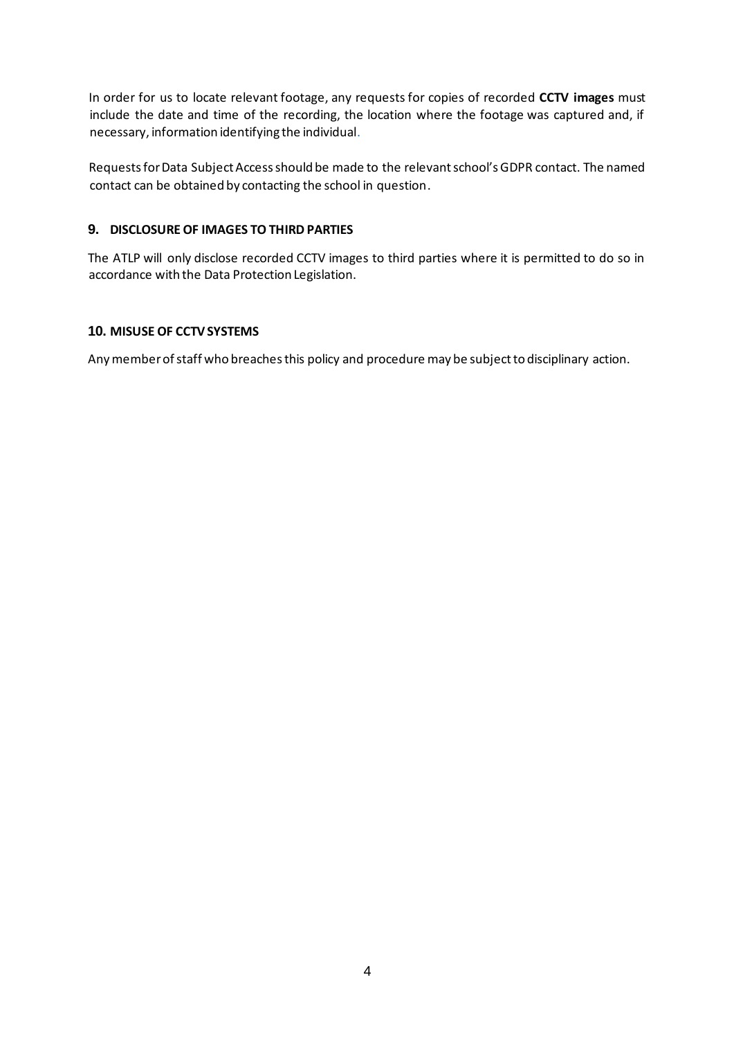In order for us to locate relevant footage, any requests for copies of recorded **CCTV images** must include the date and time of the recording, the location where the footage was captured and, if necessary, information identifying the individual.

Requests for Data Subject Access should be made to the relevant school's GDPR contact. The named contact can be obtained by contacting the school in question.

## 9. DISCLOSURE OF IMAGES TO THIRD PARTIES

The ATLP will only disclose recorded CCTV images to third parties where it is permitted to do so in accordance with the Data Protection Legislation.

## 10. MISUSE OF CCTV SYSTEMS

Any member of staff who breaches this policy and procedure may be subject to disciplinary action.